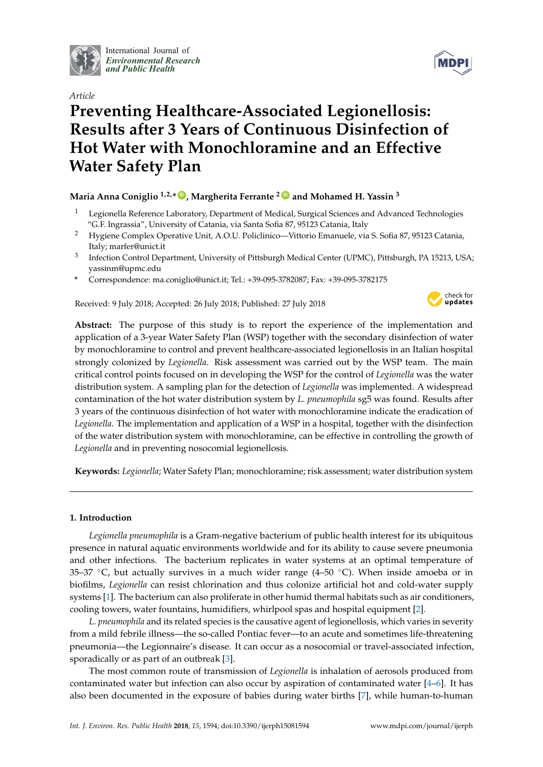Article

# Preventing Healthcare-Associated Legionellosis: Results after 3 Years of Continuous Disinfection of Hot Water with Monochloramine and an Effective Water Safety Plan

**Maria Anna Coniglio [1,2,*], Margherita Ferrante [2] and Mohamed H. Yassin [3]**

1. Legionella Reference Laboratory, Department of Medical, Surgical Sciences and Advanced Technologies "G.F. Ingrassia", University of Catania, via Santa Sofia 87, 95123 Catania, Italy
2. Hygiene Complex Operative Unit, A.O.U. Policlinico—Vittorio Emanuele, via S. Sofia 87, 95123 Catania, Italy; marfer@unict.it
3. Infection Control Department, University of Pittsburgh Medical Center (UPMC), Pittsburgh, PA 15213, USA; yassinm@upmc.edu

\* Correspondence: ma.coniglio@unict.it; Tel.: +39-095-3782087; Fax: +39-095-3782175

Received: 9 July 2018; Accepted: 26 July 2018; Published: 27 July 2018

**Abstract:** The purpose of this study is to report the experience of the implementation and application of a 3-year Water Safety Plan (WSP) together with the secondary disinfection of water by monochloramine to control and prevent healthcare-associated legionellosis in an Italian hospital strongly colonized by *Legionella*. Risk assessment was carried out by the WSP team. The main critical control points focused on in developing the WSP for the control of *Legionella* was the water distribution system. A sampling plan for the detection of *Legionella* was implemented. A widespread contamination of the hot water distribution system by *L. pneumophila* sg5 was found. Results after 3 years of the continuous disinfection of hot water with monochloramine indicate the eradication of *Legionella*. The implementation and application of a WSP in a hospital, together with the disinfection of the water distribution system with monochloramine, can be effective in controlling the growth of *Legionella* and in preventing nosocomial legionellosis.

**Keywords:** *Legionella*; Water Safety Plan; monochloramine; risk assessment; water distribution system

## 1. Introduction

*Legionella pneumophila* is a Gram-negative bacterium of public health interest for its ubiquitous presence in natural aquatic environments worldwide and for its ability to cause severe pneumonia and other infections. The bacterium replicates in water systems at an optimal temperature of 35–37 °C, but actually survives in a much wider range (4–50 °C). When inside amoeba or in biofilms, *Legionella* can resist chlorination and thus colonize artificial hot and cold-water supply systems [1]. The bacterium can also proliferate in other humid thermal habitats such as air conditioners, cooling towers, water fountains, humidifiers, whirlpool spas and hospital equipment [2].

*L. pneumophila* and its related species is the causative agent of legionellosis, which varies in severity from a mild febrile illness—the so-called Pontiac fever—to an acute and sometimes life-threatening pneumonia—the Legionnaire's disease. It can occur as a nosocomial or travel-associated infection, sporadically or as part of an outbreak [3].

The most common route of transmission of *Legionella* is inhalation of aerosols produced from contaminated water but infection can also occur by aspiration of contaminated water [4–6]. It has also been documented in the exposure of babies during water births [7], while human-to-human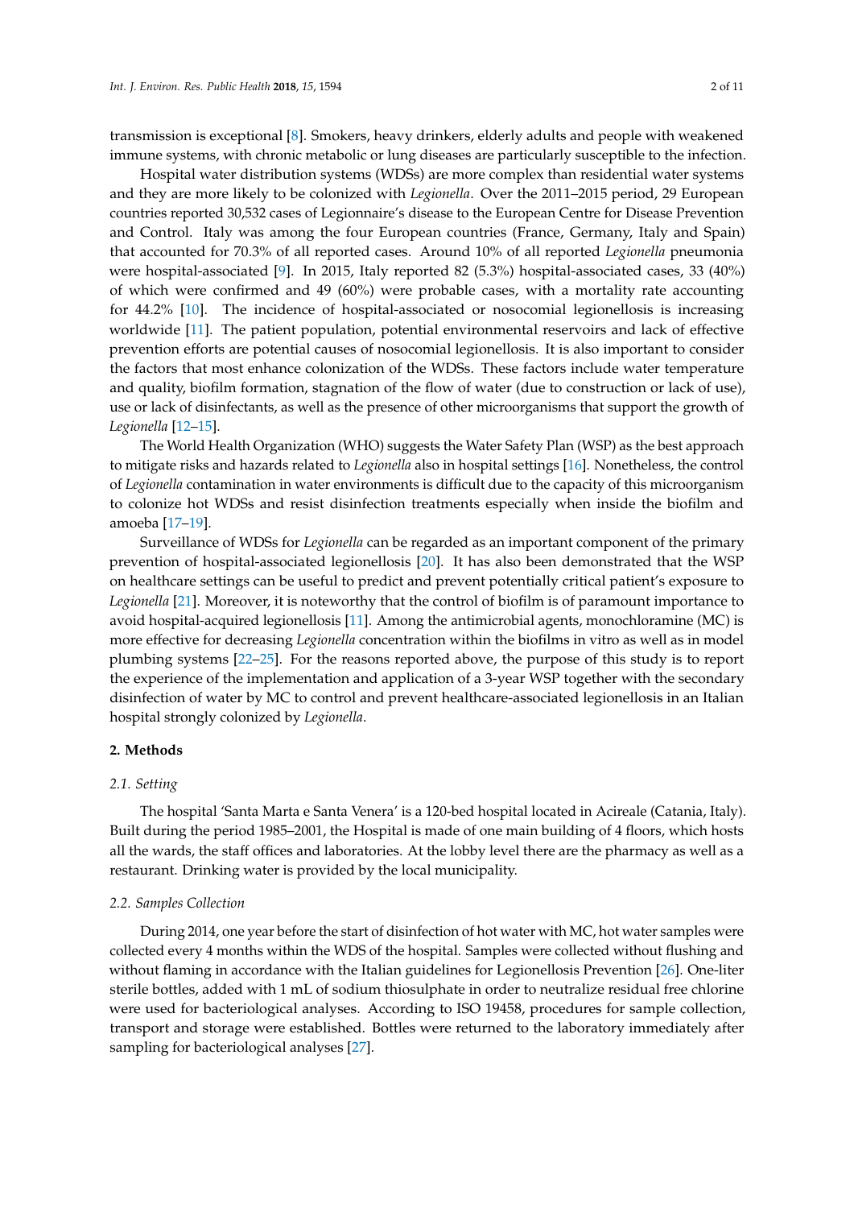transmission is exceptional [8]. Smokers, heavy drinkers, elderly adults and people with weakened immune systems, with chronic metabolic or lung diseases are particularly susceptible to the infection.

Hospital water distribution systems (WDSs) are more complex than residential water systems and they are more likely to be colonized with *Legionella*. Over the 2011–2015 period, 29 European countries reported 30,532 cases of Legionnaire's disease to the European Centre for Disease Prevention and Control. Italy was among the four European countries (France, Germany, Italy and Spain) that accounted for 70.3% of all reported cases. Around 10% of all reported *Legionella* pneumonia were hospital-associated [9]. In 2015, Italy reported 82 (5.3%) hospital-associated cases, 33 (40%) of which were confirmed and 49 (60%) were probable cases, with a mortality rate accounting for 44.2% [10]. The incidence of hospital-associated or nosocomial legionellosis is increasing worldwide [11]. The patient population, potential environmental reservoirs and lack of effective prevention efforts are potential causes of nosocomial legionellosis. It is also important to consider the factors that most enhance colonization of the WDSs. These factors include water temperature and quality, biofilm formation, stagnation of the flow of water (due to construction or lack of use), use or lack of disinfectants, as well as the presence of other microorganisms that support the growth of *Legionella* [12–15].

The World Health Organization (WHO) suggests the Water Safety Plan (WSP) as the best approach to mitigate risks and hazards related to *Legionella* also in hospital settings [16]. Nonetheless, the control of *Legionella* contamination in water environments is difficult due to the capacity of this microorganism to colonize hot WDSs and resist disinfection treatments especially when inside the biofilm and amoeba [17–19].

Surveillance of WDSs for *Legionella* can be regarded as an important component of the primary prevention of hospital-associated legionellosis [20]. It has also been demonstrated that the WSP on healthcare settings can be useful to predict and prevent potentially critical patient's exposure to *Legionella* [21]. Moreover, it is noteworthy that the control of biofilm is of paramount importance to avoid hospital-acquired legionellosis [11]. Among the antimicrobial agents, monochloramine (MC) is more effective for decreasing *Legionella* concentration within the biofilms in vitro as well as in model plumbing systems [22–25]. For the reasons reported above, the purpose of this study is to report the experience of the implementation and application of a 3-year WSP together with the secondary disinfection of water by MC to control and prevent healthcare-associated legionellosis in an Italian hospital strongly colonized by *Legionella*.

## 2. Methods

### 2.1. Setting

The hospital 'Santa Marta e Santa Venera' is a 120-bed hospital located in Acireale (Catania, Italy). Built during the period 1985–2001, the Hospital is made of one main building of 4 floors, which hosts all the wards, the staff offices and laboratories. At the lobby level there are the pharmacy as well as a restaurant. Drinking water is provided by the local municipality.

### 2.2. Samples Collection

During 2014, one year before the start of disinfection of hot water with MC, hot water samples were collected every 4 months within the WDS of the hospital. Samples were collected without flushing and without flaming in accordance with the Italian guidelines for Legionellosis Prevention [26]. One-liter sterile bottles, added with 1 mL of sodium thiosulphate in order to neutralize residual free chlorine were used for bacteriological analyses. According to ISO 19458, procedures for sample collection, transport and storage were established. Bottles were returned to the laboratory immediately after sampling for bacteriological analyses [27].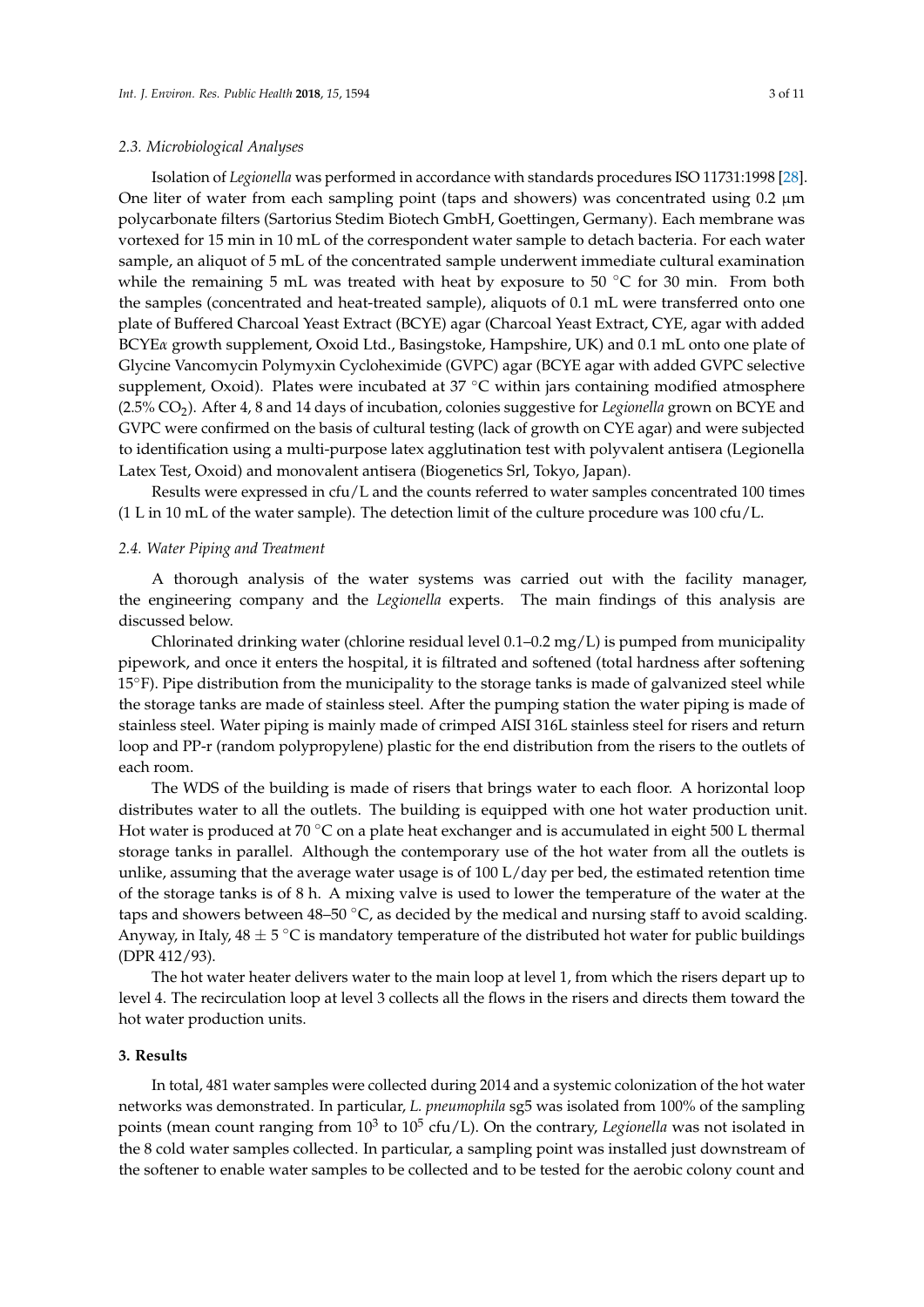### 2.3. Microbiological Analyses

Isolation of *Legionella* was performed in accordance with standards procedures ISO 11731:1998 [28]. One liter of water from each sampling point (taps and showers) was concentrated using 0.2 µm polycarbonate filters (Sartorius Stedim Biotech GmbH, Goettingen, Germany). Each membrane was vortexed for 15 min in 10 mL of the correspondent water sample to detach bacteria. For each water sample, an aliquot of 5 mL of the concentrated sample underwent immediate cultural examination while the remaining 5 mL was treated with heat by exposure to 50 °C for 30 min. From both the samples (concentrated and heat-treated sample), aliquots of 0.1 mL were transferred onto one plate of Buffered Charcoal Yeast Extract (BCYE) agar (Charcoal Yeast Extract, CYE, agar with added BCYE*α* growth supplement, Oxoid Ltd., Basingstoke, Hampshire, UK) and 0.1 mL onto one plate of Glycine Vancomycin Polymyxin Cycloheximide (GVPC) agar (BCYE agar with added GVPC selective supplement, Oxoid). Plates were incubated at 37 °C within jars containing modified atmosphere (2.5% $CO_2$). After 4, 8 and 14 days of incubation, colonies suggestive for *Legionella* grown on BCYE and GVPC were confirmed on the basis of cultural testing (lack of growth on CYE agar) and were subjected to identification using a multi-purpose latex agglutination test with polyvalent antisera (Legionella Latex Test, Oxoid) and monovalent antisera (Biogenetics Srl, Tokyo, Japan).

Results were expressed in cfu/L and the counts referred to water samples concentrated 100 times (1 L in 10 mL of the water sample). The detection limit of the culture procedure was 100 cfu/L.

### 2.4. Water Piping and Treatment

A thorough analysis of the water systems was carried out with the facility manager, the engineering company and the *Legionella* experts. The main findings of this analysis are discussed below.

Chlorinated drinking water (chlorine residual level 0.1–0.2 mg/L) is pumped from municipality pipework, and once it enters the hospital, it is filtrated and softened (total hardness after softening 15°F). Pipe distribution from the municipality to the storage tanks is made of galvanized steel while the storage tanks are made of stainless steel. After the pumping station the water piping is made of stainless steel. Water piping is mainly made of crimped AISI 316L stainless steel for risers and return loop and PP-r (random polypropylene) plastic for the end distribution from the risers to the outlets of each room.

The WDS of the building is made of risers that brings water to each floor. A horizontal loop distributes water to all the outlets. The building is equipped with one hot water production unit. Hot water is produced at 70 °C on a plate heat exchanger and is accumulated in eight 500 L thermal storage tanks in parallel. Although the contemporary use of the hot water from all the outlets is unlike, assuming that the average water usage is of 100 L/day per bed, the estimated retention time of the storage tanks is of 8 h. A mixing valve is used to lower the temperature of the water at the taps and showers between 48–50 °C, as decided by the medical and nursing staff to avoid scalding. Anyway, in Italy, 48 ± 5 °C is mandatory temperature of the distributed hot water for public buildings (DPR 412/93).

The hot water heater delivers water to the main loop at level 1, from which the risers depart up to level 4. The recirculation loop at level 3 collects all the flows in the risers and directs them toward the hot water production units.

## 3. Results

In total, 481 water samples were collected during 2014 and a systemic colonization of the hot water networks was demonstrated. In particular, *L. pneumophila* sg5 was isolated from 100% of the sampling points (mean count ranging from $10^3$ to $10^5$ cfu/L). On the contrary, *Legionella* was not isolated in the 8 cold water samples collected. In particular, a sampling point was installed just downstream of the softener to enable water samples to be collected and to be tested for the aerobic colony count and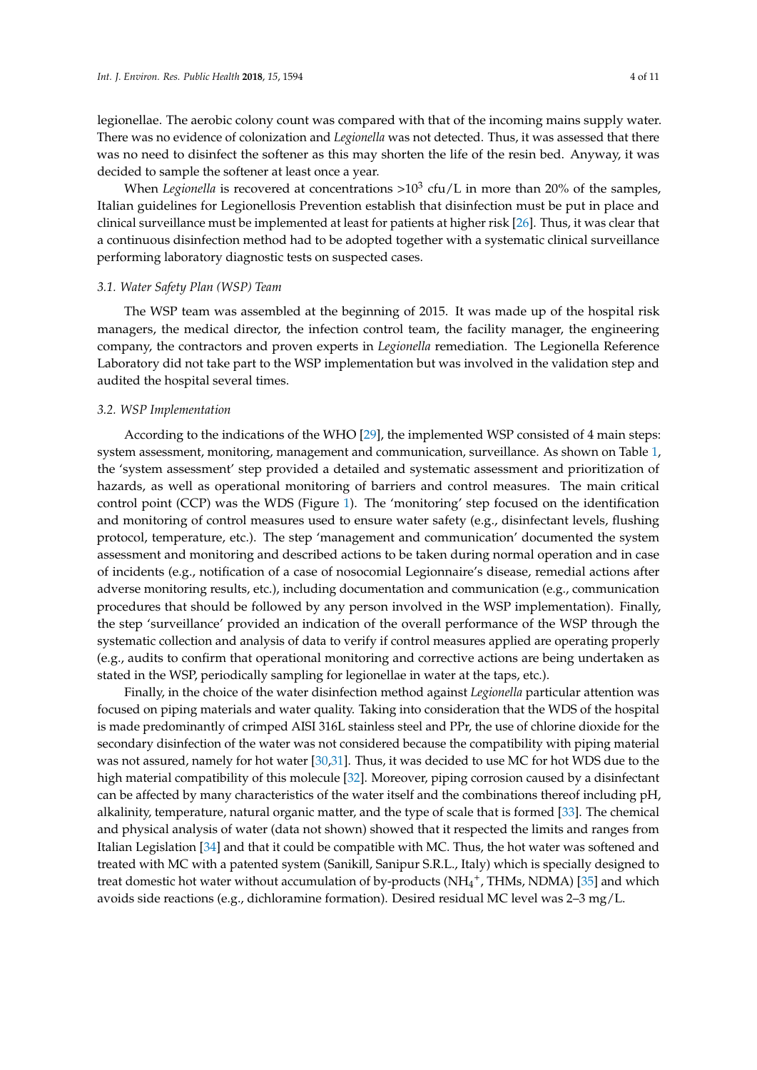legionellae. The aerobic colony count was compared with that of the incoming mains supply water. There was no evidence of colonization and *Legionella* was not detected. Thus, it was assessed that there was no need to disinfect the softener as this may shorten the life of the resin bed. Anyway, it was decided to sample the softener at least once a year.

When *Legionella* is recovered at concentrations $>10^3$ cfu/L in more than 20% of the samples, Italian guidelines for Legionellosis Prevention establish that disinfection must be put in place and clinical surveillance must be implemented at least for patients at higher risk [26]. Thus, it was clear that a continuous disinfection method had to be adopted together with a systematic clinical surveillance performing laboratory diagnostic tests on suspected cases.

### 3.1. Water Safety Plan (WSP) Team

The WSP team was assembled at the beginning of 2015. It was made up of the hospital risk managers, the medical director, the infection control team, the facility manager, the engineering company, the contractors and proven experts in *Legionella* remediation. The Legionella Reference Laboratory did not take part to the WSP implementation but was involved in the validation step and audited the hospital several times.

### 3.2. WSP Implementation

According to the indications of the WHO [29], the implemented WSP consisted of 4 main steps: system assessment, monitoring, management and communication, surveillance. As shown on Table 1, the 'system assessment' step provided a detailed and systematic assessment and prioritization of hazards, as well as operational monitoring of barriers and control measures. The main critical control point (CCP) was the WDS (Figure 1). The 'monitoring' step focused on the identification and monitoring of control measures used to ensure water safety (e.g., disinfectant levels, flushing protocol, temperature, etc.). The step 'management and communication' documented the system assessment and monitoring and described actions to be taken during normal operation and in case of incidents (e.g., notification of a case of nosocomial Legionnaire's disease, remedial actions after adverse monitoring results, etc.), including documentation and communication (e.g., communication procedures that should be followed by any person involved in the WSP implementation). Finally, the step 'surveillance' provided an indication of the overall performance of the WSP through the systematic collection and analysis of data to verify if control measures applied are operating properly (e.g., audits to confirm that operational monitoring and corrective actions are being undertaken as stated in the WSP, periodically sampling for legionellae in water at the taps, etc.).

Finally, in the choice of the water disinfection method against *Legionella* particular attention was focused on piping materials and water quality. Taking into consideration that the WDS of the hospital is made predominantly of crimped AISI 316L stainless steel and PPr, the use of chlorine dioxide for the secondary disinfection of the water was not considered because the compatibility with piping material was not assured, namely for hot water [30,31]. Thus, it was decided to use MC for hot WDS due to the high material compatibility of this molecule [32]. Moreover, piping corrosion caused by a disinfectant can be affected by many characteristics of the water itself and the combinations thereof including pH, alkalinity, temperature, natural organic matter, and the type of scale that is formed [33]. The chemical and physical analysis of water (data not shown) showed that it respected the limits and ranges from Italian Legislation [34] and that it could be compatible with MC. Thus, the hot water was softened and treated with MC with a patented system (Sanikill, Sanipur S.R.L., Italy) which is specially designed to treat domestic hot water without accumulation of by-products ($NH_4^+$, THMs, NDMA) [35] and which avoids side reactions (e.g., dichloramine formation). Desired residual MC level was 2–3 mg/L.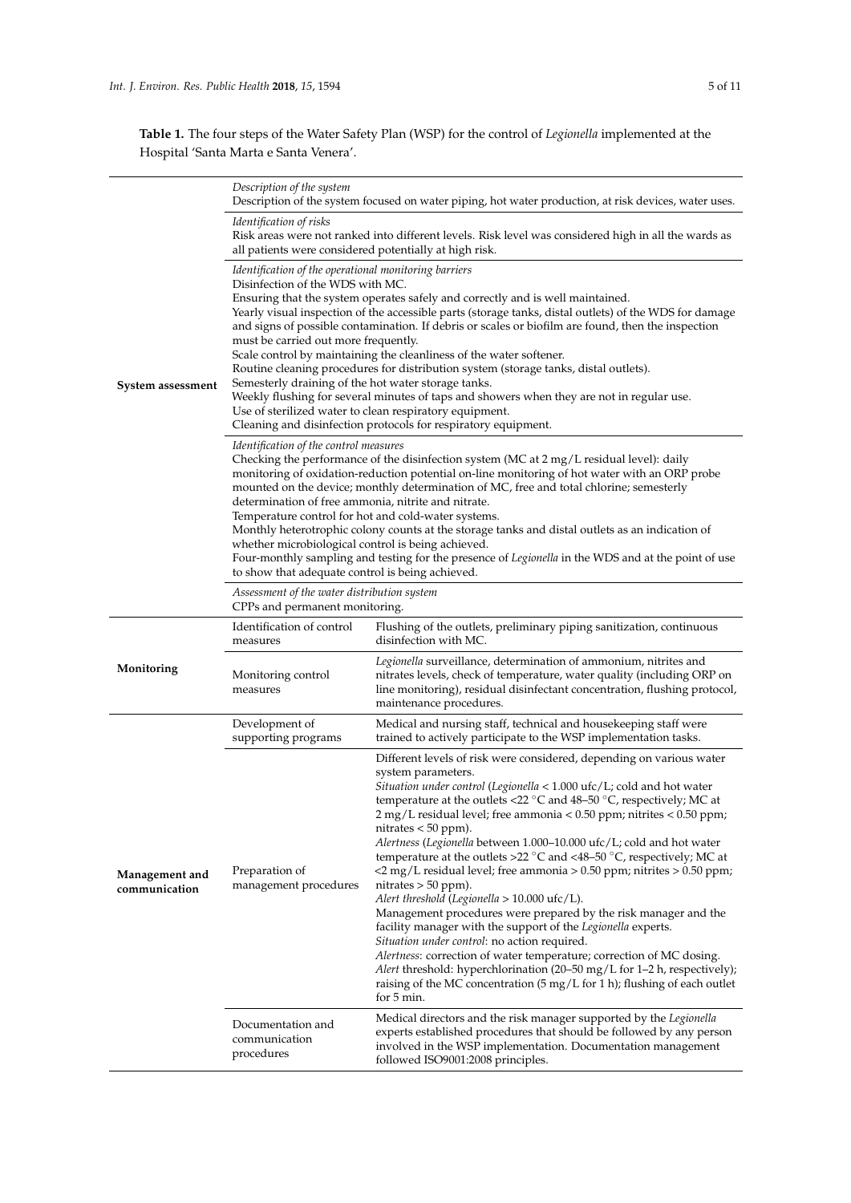**Table 1.** The four steps of the Water Safety Plan (WSP) for the control of *Legionella* implemented at the Hospital 'Santa Marta e Santa Venera'.

| | | |
|---|---|---|
| **System assessment** | *Description of the system*<br>Description of the system focused on water piping, hot water production, at risk devices, water uses. | |
| | *Identification of risks*<br>Risk areas were not ranked into different levels. Risk level was considered high in all the wards as all patients were considered potentially at high risk. | |
| | *Identification of the operational monitoring barriers*<br>Disinfection of the WDS with MC.<br>Ensuring that the system operates safely and correctly and is well maintained.<br>Yearly visual inspection of the accessible parts (storage tanks, distal outlets) of the WDS for damage and signs of possible contamination. If debris or scales or biofilm are found, then the inspection must be carried out more frequently.<br>Scale control by maintaining the cleanliness of the water softener.<br>Routine cleaning procedures for distribution system (storage tanks, distal outlets).<br>Semesterly draining of the hot water storage tanks.<br>Weekly flushing for several minutes of taps and showers when they are not in regular use.<br>Use of sterilized water to clean respiratory equipment.<br>Cleaning and disinfection protocols for respiratory equipment. | |
| | *Identification of the control measures*<br>Checking the performance of the disinfection system (MC at 2 mg/L residual level): daily monitoring of oxidation-reduction potential on-line monitoring of hot water with an ORP probe mounted on the device; monthly determination of MC, free and total chlorine; semesterly determination of free ammonia, nitrite and nitrate.<br>Temperature control for hot and cold-water systems.<br>Monthly heterotrophic colony counts at the storage tanks and distal outlets as an indication of whether microbiological control is being achieved.<br>Four-monthly sampling and testing for the presence of *Legionella* in the WDS and at the point of use to show that adequate control is being achieved. | |
| | *Assessment of the water distribution system*<br>CPPs and permanent monitoring. | |
| **Monitoring** | Identification of control measures | Flushing of the outlets, preliminary piping sanitization, continuous disinfection with MC. |
| | Monitoring control measures | *Legionella* surveillance, determination of ammonium, nitrites and nitrates levels, check of temperature, water quality (including ORP on line monitoring), residual disinfectant concentration, flushing protocol, maintenance procedures. |
| **Management and communication** | Development of supporting programs | Medical and nursing staff, technical and housekeeping staff were trained to actively participate to the WSP implementation tasks. |
| | Preparation of management procedures | Different levels of risk were considered, depending on various water system parameters.<br>*Situation under control* (*Legionella* < 1.000 ufc/L; cold and hot water temperature at the outlets <22 °C and 48–50 °C, respectively; MC at 2 mg/L residual level; free ammonia < 0.50 ppm; nitrites < 0.50 ppm; nitrates < 50 ppm).<br>*Alertness* (*Legionella* between 1.000–10.000 ufc/L; cold and hot water temperature at the outlets >22 °C and <48–50 °C, respectively; MC at <2 mg/L residual level; free ammonia > 0.50 ppm; nitrites > 0.50 ppm; nitrates > 50 ppm).<br>*Alert threshold* (*Legionella* > 10.000 ufc/L).<br>Management procedures were prepared by the risk manager and the facility manager with the support of the *Legionella* experts.<br>*Situation under control*: no action required.<br>*Alertness*: correction of water temperature; correction of MC dosing.<br>*Alert* threshold: hyperchlorination (20–50 mg/L for 1–2 h, respectively); raising of the MC concentration (5 mg/L for 1 h); flushing of each outlet for 5 min. |
| | Documentation and communication procedures | Medical directors and the risk manager supported by the *Legionella* experts established procedures that should be followed by any person involved in the WSP implementation. Documentation management followed ISO9001:2008 principles. |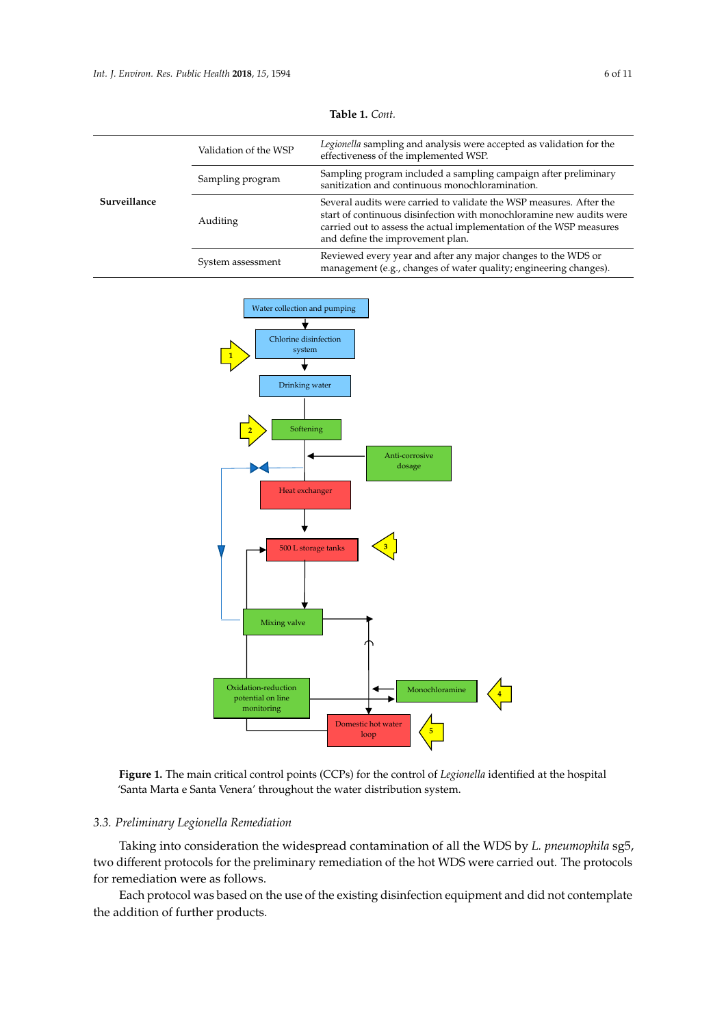**Table 1.** *Cont.*

| | | |
|---|---|---|
| **Surveillance** | Validation of the WSP | *Legionella* sampling and analysis were accepted as validation for the effectiveness of the implemented WSP. |
| | Sampling program | Sampling program included a sampling campaign after preliminary sanitization and continuous monochloramination. |
| | Auditing | Several audits were carried to validate the WSP measures. After the start of continuous disinfection with monochloramine new audits were carried out to assess the actual implementation of the WSP measures and define the improvement plan. |
| | System assessment | Reviewed every year and after any major changes to the WDS or management (e.g., changes of water quality; engineering changes). |

**Figure 1.** The main critical control points (CCPs) for the control of *Legionella* identified at the hospital 'Santa Marta e Santa Venera' throughout the water distribution system.

### 3.3. Preliminary Legionella Remediation

Taking into consideration the widespread contamination of all the WDS by *L. pneumophila* sg5, two different protocols for the preliminary remediation of the hot WDS were carried out. The protocols for remediation were as follows.

Each protocol was based on the use of the existing disinfection equipment and did not contemplate the addition of further products.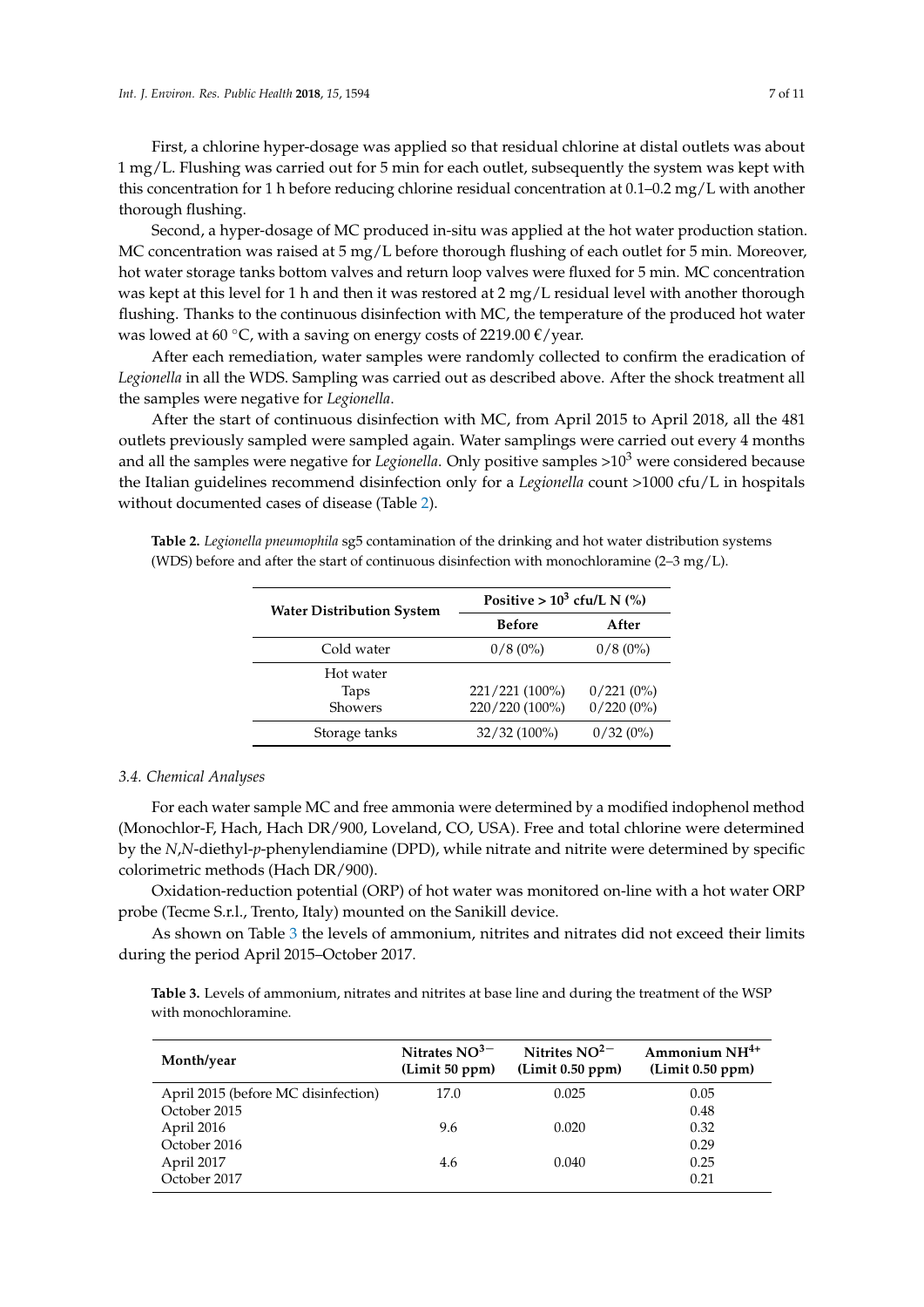First, a chlorine hyper-dosage was applied so that residual chlorine at distal outlets was about 1 mg/L. Flushing was carried out for 5 min for each outlet, subsequently the system was kept with this concentration for 1 h before reducing chlorine residual concentration at 0.1–0.2 mg/L with another thorough flushing.

Second, a hyper-dosage of MC produced in-situ was applied at the hot water production station. MC concentration was raised at 5 mg/L before thorough flushing of each outlet for 5 min. Moreover, hot water storage tanks bottom valves and return loop valves were fluxed for 5 min. MC concentration was kept at this level for 1 h and then it was restored at 2 mg/L residual level with another thorough flushing. Thanks to the continuous disinfection with MC, the temperature of the produced hot water was lowed at 60 °C, with a saving on energy costs of 2219.00 €/year.

After each remediation, water samples were randomly collected to confirm the eradication of *Legionella* in all the WDS. Sampling was carried out as described above. After the shock treatment all the samples were negative for *Legionella*.

After the start of continuous disinfection with MC, from April 2015 to April 2018, all the 481 outlets previously sampled were sampled again. Water samplings were carried out every 4 months and all the samples were negative for *Legionella*. Only positive samples $>10^3$ were considered because the Italian guidelines recommend disinfection only for a *Legionella* count >1000 cfu/L in hospitals without documented cases of disease (Table 2).

**Table 2.** *Legionella pneumophila* sg5 contamination of the drinking and hot water distribution systems (WDS) before and after the start of continuous disinfection with monochloramine (2–3 mg/L).

| Water Distribution System | Positive $> 10^3$ cfu/L N (%) | |
|---|---|---|
| | **Before** | **After** |
| Cold water | 0/8 (0%) | 0/8 (0%) |
| Hot water | | |
| Taps | 221/221 (100%) | 0/221 (0%) |
| Showers | 220/220 (100%) | 0/220 (0%) |
| Storage tanks | 32/32 (100%) | 0/32 (0%) |

### 3.4. Chemical Analyses

For each water sample MC and free ammonia were determined by a modified indophenol method (Monochlor-F, Hach, Hach DR/900, Loveland, CO, USA). Free and total chlorine were determined by the *N*,*N*-diethyl-*p*-phenylendiamine (DPD), while nitrate and nitrite were determined by specific colorimetric methods (Hach DR/900).

Oxidation-reduction potential (ORP) of hot water was monitored on-line with a hot water ORP probe (Tecme S.r.l., Trento, Italy) mounted on the Sanikill device.

As shown on Table 3 the levels of ammonium, nitrites and nitrates did not exceed their limits during the period April 2015–October 2017.

**Table 3.** Levels of ammonium, nitrates and nitrites at base line and during the treatment of the WSP with monochloramine.

| Month/year | Nitrates $NO^{3-}$ (Limit 50 ppm) | Nitrites $NO^{2-}$ (Limit 0.50 ppm) | Ammonium $NH^{4+}$ (Limit 0.50 ppm) |
|---|---|---|---|
| April 2015 (before MC disinfection) | 17.0 | 0.025 | 0.05 |
| October 2015 | | | 0.48 |
| April 2016 | 9.6 | 0.020 | 0.32 |
| October 2016 | | | 0.29 |
| April 2017 | 4.6 | 0.040 | 0.25 |
| October 2017 | | | 0.21 |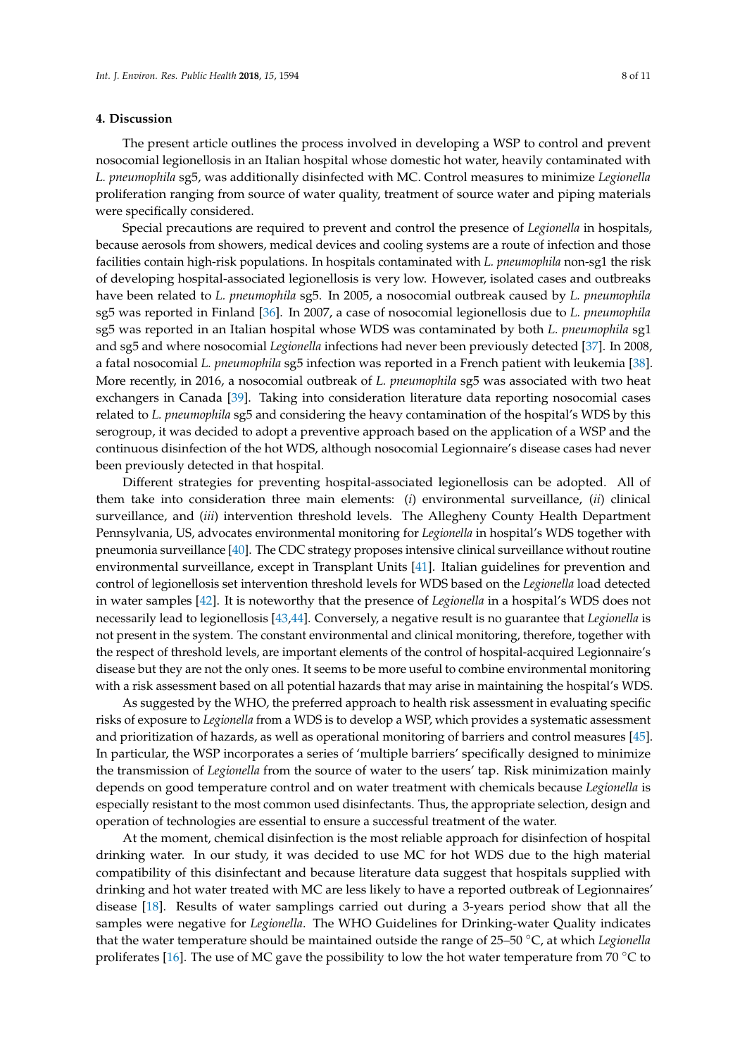## 4. Discussion

The present article outlines the process involved in developing a WSP to control and prevent nosocomial legionellosis in an Italian hospital whose domestic hot water, heavily contaminated with *L. pneumophila* sg5, was additionally disinfected with MC. Control measures to minimize *Legionella* proliferation ranging from source of water quality, treatment of source water and piping materials were specifically considered.

Special precautions are required to prevent and control the presence of *Legionella* in hospitals, because aerosols from showers, medical devices and cooling systems are a route of infection and those facilities contain high-risk populations. In hospitals contaminated with *L. pneumophila* non-sg1 the risk of developing hospital-associated legionellosis is very low. However, isolated cases and outbreaks have been related to *L. pneumophila* sg5. In 2005, a nosocomial outbreak caused by *L. pneumophila* sg5 was reported in Finland [36]. In 2007, a case of nosocomial legionellosis due to *L. pneumophila* sg5 was reported in an Italian hospital whose WDS was contaminated by both *L. pneumophila* sg1 and sg5 and where nosocomial *Legionella* infections had never been previously detected [37]. In 2008, a fatal nosocomial *L. pneumophila* sg5 infection was reported in a French patient with leukemia [38]. More recently, in 2016, a nosocomial outbreak of *L. pneumophila* sg5 was associated with two heat exchangers in Canada [39]. Taking into consideration literature data reporting nosocomial cases related to *L. pneumophila* sg5 and considering the heavy contamination of the hospital's WDS by this serogroup, it was decided to adopt a preventive approach based on the application of a WSP and the continuous disinfection of the hot WDS, although nosocomial Legionnaire's disease cases had never been previously detected in that hospital.

Different strategies for preventing hospital-associated legionellosis can be adopted. All of them take into consideration three main elements: (*i*) environmental surveillance, (*ii*) clinical surveillance, and (*iii*) intervention threshold levels. The Allegheny County Health Department Pennsylvania, US, advocates environmental monitoring for *Legionella* in hospital's WDS together with pneumonia surveillance [40]. The CDC strategy proposes intensive clinical surveillance without routine environmental surveillance, except in Transplant Units [41]. Italian guidelines for prevention and control of legionellosis set intervention threshold levels for WDS based on the *Legionella* load detected in water samples [42]. It is noteworthy that the presence of *Legionella* in a hospital's WDS does not necessarily lead to legionellosis [43,44]. Conversely, a negative result is no guarantee that *Legionella* is not present in the system. The constant environmental and clinical monitoring, therefore, together with the respect of threshold levels, are important elements of the control of hospital-acquired Legionnaire's disease but they are not the only ones. It seems to be more useful to combine environmental monitoring with a risk assessment based on all potential hazards that may arise in maintaining the hospital's WDS.

As suggested by the WHO, the preferred approach to health risk assessment in evaluating specific risks of exposure to *Legionella* from a WDS is to develop a WSP, which provides a systematic assessment and prioritization of hazards, as well as operational monitoring of barriers and control measures [45]. In particular, the WSP incorporates a series of 'multiple barriers' specifically designed to minimize the transmission of *Legionella* from the source of water to the users' tap. Risk minimization mainly depends on good temperature control and on water treatment with chemicals because *Legionella* is especially resistant to the most common used disinfectants. Thus, the appropriate selection, design and operation of technologies are essential to ensure a successful treatment of the water.

At the moment, chemical disinfection is the most reliable approach for disinfection of hospital drinking water. In our study, it was decided to use MC for hot WDS due to the high material compatibility of this disinfectant and because literature data suggest that hospitals supplied with drinking and hot water treated with MC are less likely to have a reported outbreak of Legionnaires' disease [18]. Results of water samplings carried out during a 3-years period show that all the samples were negative for *Legionella*. The WHO Guidelines for Drinking-water Quality indicates that the water temperature should be maintained outside the range of 25–50 °C, at which *Legionella* proliferates [16]. The use of MC gave the possibility to low the hot water temperature from 70 °C to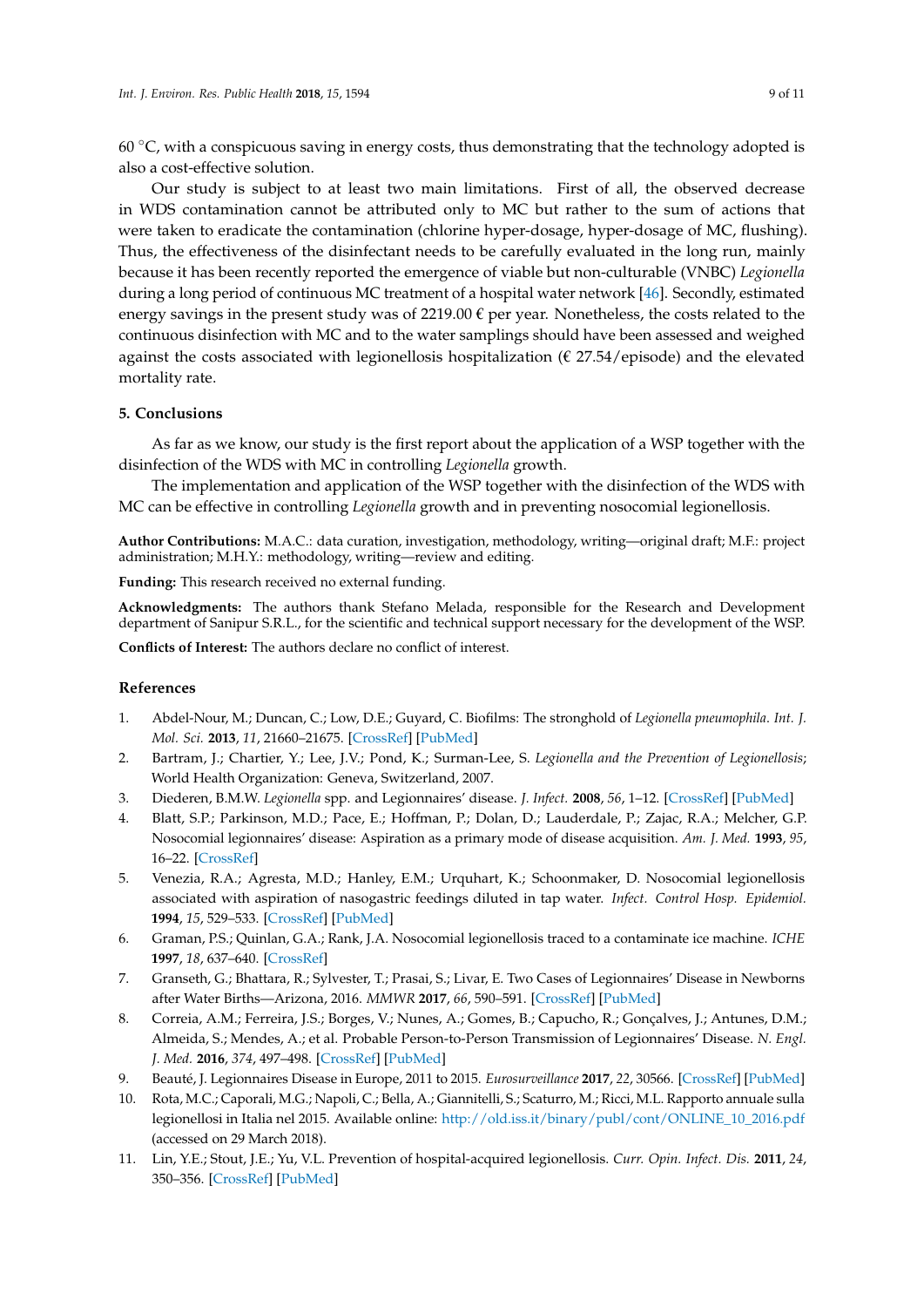60 °C, with a conspicuous saving in energy costs, thus demonstrating that the technology adopted is also a cost-effective solution.

Our study is subject to at least two main limitations. First of all, the observed decrease in WDS contamination cannot be attributed only to MC but rather to the sum of actions that were taken to eradicate the contamination (chlorine hyper-dosage, hyper-dosage of MC, flushing). Thus, the effectiveness of the disinfectant needs to be carefully evaluated in the long run, mainly because it has been recently reported the emergence of viable but non-culturable (VNBC) *Legionella* during a long period of continuous MC treatment of a hospital water network [46]. Secondly, estimated energy savings in the present study was of 2219.00 € per year. Nonetheless, the costs related to the continuous disinfection with MC and to the water samplings should have been assessed and weighed against the costs associated with legionellosis hospitalization (€ 27.54/episode) and the elevated mortality rate.

## 5. Conclusions

As far as we know, our study is the first report about the application of a WSP together with the disinfection of the WDS with MC in controlling *Legionella* growth.

The implementation and application of the WSP together with the disinfection of the WDS with MC can be effective in controlling *Legionella* growth and in preventing nosocomial legionellosis.

**Author Contributions:** M.A.C.: data curation, investigation, methodology, writing—original draft; M.F.: project administration; M.H.Y.: methodology, writing—review and editing.

**Funding:** This research received no external funding.

**Acknowledgments:** The authors thank Stefano Melada, responsible for the Research and Development department of Sanipur S.R.L., for the scientific and technical support necessary for the development of the WSP.

**Conflicts of Interest:** The authors declare no conflict of interest.

## References

1. Abdel-Nour, M.; Duncan, C.; Low, D.E.; Guyard, C. Biofilms: The stronghold of *Legionella pneumophila*. *Int. J. Mol. Sci.* **2013**, *11*, 21660–21675. [CrossRef] [PubMed]
2. Bartram, J.; Chartier, Y.; Lee, J.V.; Pond, K.; Surman-Lee, S. *Legionella and the Prevention of Legionellosis*; World Health Organization: Geneva, Switzerland, 2007.
3. Diederen, B.M.W. *Legionella* spp. and Legionnaires' disease. *J. Infect.* **2008**, *56*, 1–12. [CrossRef] [PubMed]
4. Blatt, S.P.; Parkinson, M.D.; Pace, E.; Hoffman, P.; Dolan, D.; Lauderdale, P.; Zajac, R.A.; Melcher, G.P. Nosocomial legionnaires' disease: Aspiration as a primary mode of disease acquisition. *Am. J. Med.* **1993**, *95*, 16–22. [CrossRef]
5. Venezia, R.A.; Agresta, M.D.; Hanley, E.M.; Urquhart, K.; Schoonmaker, D. Nosocomial legionellosis associated with aspiration of nasogastric feedings diluted in tap water. *Infect. Control Hosp. Epidemiol.* **1994**, *15*, 529–533. [CrossRef] [PubMed]
6. Graman, P.S.; Quinlan, G.A.; Rank, J.A. Nosocomial legionellosis traced to a contaminate ice machine. *ICHE* **1997**, *18*, 637–640. [CrossRef]
7. Granseth, G.; Bhattara, R.; Sylvester, T.; Prasai, S.; Livar, E. Two Cases of Legionnaires' Disease in Newborns after Water Births—Arizona, 2016. *MMWR* **2017**, *66*, 590–591. [CrossRef] [PubMed]
8. Correia, A.M.; Ferreira, J.S.; Borges, V.; Nunes, A.; Gomes, B.; Capucho, R.; Gonçalves, J.; Antunes, D.M.; Almeida, S.; Mendes, A.; et al. Probable Person-to-Person Transmission of Legionnaires' Disease. *N. Engl. J. Med.* **2016**, *374*, 497–498. [CrossRef] [PubMed]
9. Beauté, J. Legionnaires Disease in Europe, 2011 to 2015. *Eurosurveillance* **2017**, *22*, 30566. [CrossRef] [PubMed]
10. Rota, M.C.; Caporali, M.G.; Napoli, C.; Bella, A.; Giannitelli, S.; Scaturro, M.; Ricci, M.L. Rapporto annuale sulla legionellosi in Italia nel 2015. Available online: http://old.iss.it/binary/publ/cont/ONLINE_10_2016.pdf (accessed on 29 March 2018).
11. Lin, Y.E.; Stout, J.E.; Yu, V.L. Prevention of hospital-acquired legionellosis. *Curr. Opin. Infect. Dis.* **2011**, *24*, 350–356. [CrossRef] [PubMed]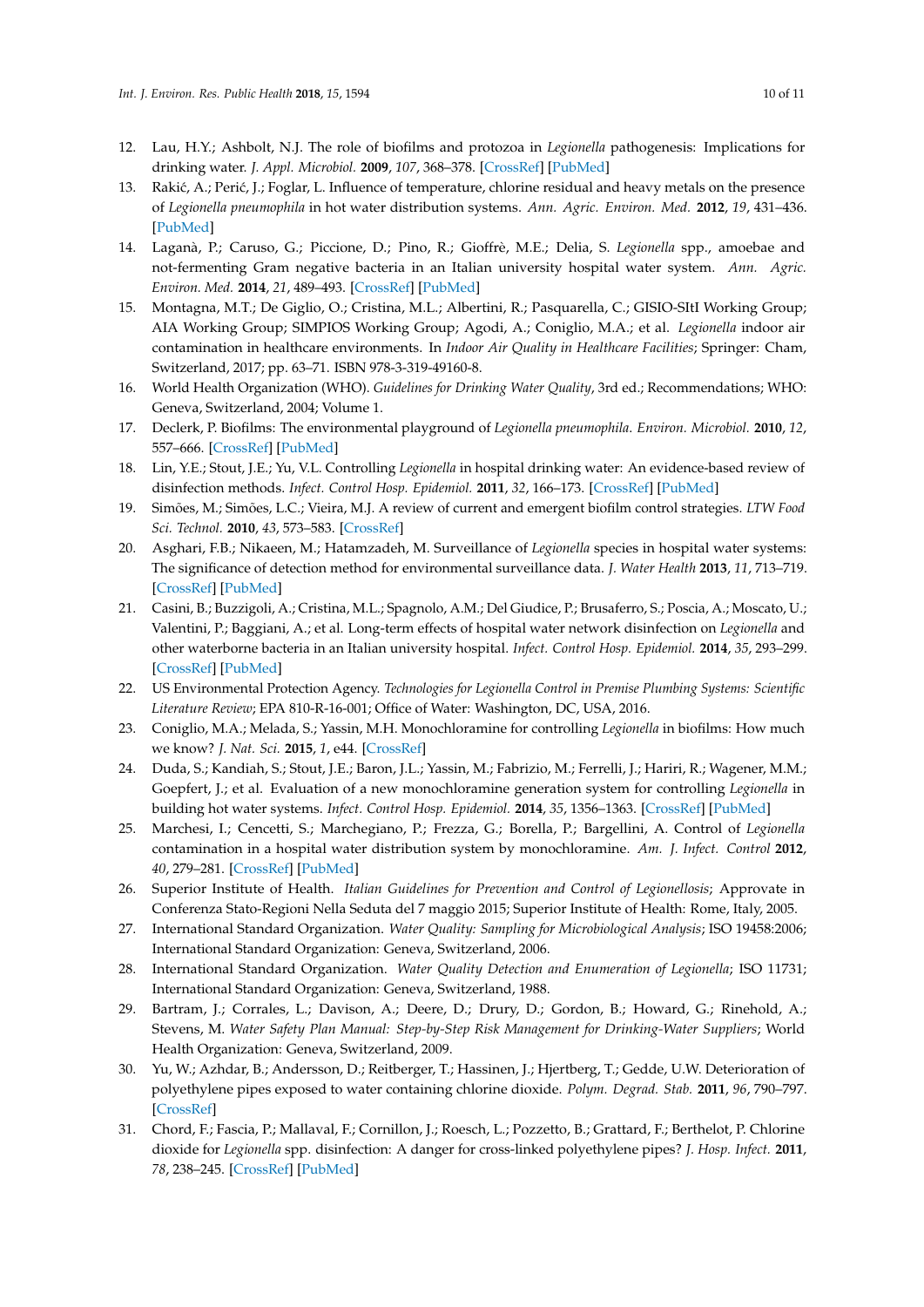12. Lau, H.Y.; Ashbolt, N.J. The role of biofilms and protozoa in *Legionella* pathogenesis: Implications for drinking water. *J. Appl. Microbiol.* **2009**, *107*, 368–378. [CrossRef] [PubMed]
13. Rakić, A.; Perić, J.; Foglar, L. Influence of temperature, chlorine residual and heavy metals on the presence of *Legionella pneumophila* in hot water distribution systems. *Ann. Agric. Environ. Med.* **2012**, *19*, 431–436. [PubMed]
14. Laganà, P.; Caruso, G.; Piccione, D.; Pino, R.; Gioffrè, M.E.; Delia, S. *Legionella* spp., amoebae and not-fermenting Gram negative bacteria in an Italian university hospital water system. *Ann. Agric. Environ. Med.* **2014**, *21*, 489–493. [CrossRef] [PubMed]
15. Montagna, M.T.; De Giglio, O.; Cristina, M.L.; Albertini, R.; Pasquarella, C.; GISIO-SItI Working Group; AIA Working Group; SIMPIOS Working Group; Agodi, A.; Coniglio, M.A.; et al. *Legionella* indoor air contamination in healthcare environments. In *Indoor Air Quality in Healthcare Facilities*; Springer: Cham, Switzerland, 2017; pp. 63–71. ISBN 978-3-319-49160-8.
16. World Health Organization (WHO). *Guidelines for Drinking Water Quality*, 3rd ed.; Recommendations; WHO: Geneva, Switzerland, 2004; Volume 1.
17. Declerk, P. Biofilms: The environmental playground of *Legionella pneumophila*. *Environ. Microbiol.* **2010**, *12*, 557–666. [CrossRef] [PubMed]
18. Lin, Y.E.; Stout, J.E.; Yu, V.L. Controlling *Legionella* in hospital drinking water: An evidence-based review of disinfection methods. *Infect. Control Hosp. Epidemiol.* **2011**, *32*, 166–173. [CrossRef] [PubMed]
19. Simões, M.; Simões, L.C.; Vieira, M.J. A review of current and emergent biofilm control strategies. *LTW Food Sci. Technol.* **2010**, *43*, 573–583. [CrossRef]
20. Asghari, F.B.; Nikaeen, M.; Hatamzadeh, M. Surveillance of *Legionella* species in hospital water systems: The significance of detection method for environmental surveillance data. *J. Water Health* **2013**, *11*, 713–719. [CrossRef] [PubMed]
21. Casini, B.; Buzzigoli, A.; Cristina, M.L.; Spagnolo, A.M.; Del Giudice, P.; Brusaferro, S.; Poscia, A.; Moscato, U.; Valentini, P.; Baggiani, A.; et al. Long-term effects of hospital water network disinfection on *Legionella* and other waterborne bacteria in an Italian university hospital. *Infect. Control Hosp. Epidemiol.* **2014**, *35*, 293–299. [CrossRef] [PubMed]
22. US Environmental Protection Agency. *Technologies for Legionella Control in Premise Plumbing Systems: Scientific Literature Review*; EPA 810-R-16-001; Office of Water: Washington, DC, USA, 2016.
23. Coniglio, M.A.; Melada, S.; Yassin, M.H. Monochloramine for controlling *Legionella* in biofilms: How much we know? *J. Nat. Sci.* **2015**, *1*, e44. [CrossRef]
24. Duda, S.; Kandiah, S.; Stout, J.E.; Baron, J.L.; Yassin, M.; Fabrizio, M.; Ferrelli, J.; Hariri, R.; Wagener, M.M.; Goepfert, J.; et al. Evaluation of a new monochloramine generation system for controlling *Legionella* in building hot water systems. *Infect. Control Hosp. Epidemiol.* **2014**, *35*, 1356–1363. [CrossRef] [PubMed]
25. Marchesi, I.; Cencetti, S.; Marchegiano, P.; Frezza, G.; Borella, P.; Bargellini, A. Control of *Legionella* contamination in a hospital water distribution system by monochloramine. *Am. J. Infect. Control* **2012**, *40*, 279–281. [CrossRef] [PubMed]
26. Superior Institute of Health. *Italian Guidelines for Prevention and Control of Legionellosis*; Approvate in Conferenza Stato-Regioni Nella Seduta del 7 maggio 2015; Superior Institute of Health: Rome, Italy, 2005.
27. International Standard Organization. *Water Quality: Sampling for Microbiological Analysis*; ISO 19458:2006; International Standard Organization: Geneva, Switzerland, 2006.
28. International Standard Organization. *Water Quality Detection and Enumeration of Legionella*; ISO 11731; International Standard Organization: Geneva, Switzerland, 1988.
29. Bartram, J.; Corrales, L.; Davison, A.; Deere, D.; Drury, D.; Gordon, B.; Howard, G.; Rinehold, A.; Stevens, M. *Water Safety Plan Manual: Step-by-Step Risk Management for Drinking-Water Suppliers*; World Health Organization: Geneva, Switzerland, 2009.
30. Yu, W.; Azhdar, B.; Andersson, D.; Reitberger, T.; Hassinen, J.; Hjertberg, T.; Gedde, U.W. Deterioration of polyethylene pipes exposed to water containing chlorine dioxide. *Polym. Degrad. Stab.* **2011**, *96*, 790–797. [CrossRef]
31. Chord, F.; Fascia, P.; Mallaval, F.; Cornillon, J.; Roesch, L.; Pozzetto, B.; Grattard, F.; Berthelot, P. Chlorine dioxide for *Legionella* spp. disinfection: A danger for cross-linked polyethylene pipes? *J. Hosp. Infect.* **2011**, *78*, 238–245. [CrossRef] [PubMed]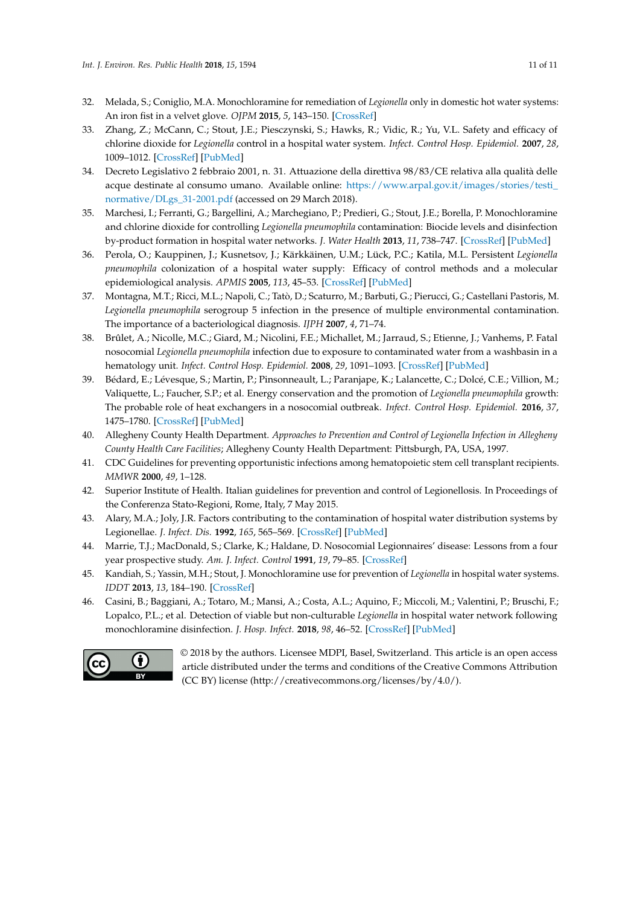32. Melada, S.; Coniglio, M.A. Monochloramine for remediation of *Legionella* only in domestic hot water systems: An iron fist in a velvet glove. *OJPM* **2015**, *5*, 143–150. [CrossRef]
33. Zhang, Z.; McCann, C.; Stout, J.E.; Piesczynski, S.; Hawks, R.; Vidic, R.; Yu, V.L. Safety and efficacy of chlorine dioxide for *Legionella* control in a hospital water system. *Infect. Control Hosp. Epidemiol.* **2007**, *28*, 1009–1012. [CrossRef] [PubMed]
34. Decreto Legislativo 2 febbraio 2001, n. 31. Attuazione della direttiva 98/83/CE relativa alla qualità delle acque destinate al consumo umano. Available online: https://www.arpal.gov.it/images/stories/testi_normative/DLgs_31-2001.pdf (accessed on 29 March 2018).
35. Marchesi, I.; Ferranti, G.; Bargellini, A.; Marchegiano, P.; Predieri, G.; Stout, J.E.; Borella, P. Monochloramine and chlorine dioxide for controlling *Legionella pneumophila* contamination: Biocide levels and disinfection by-product formation in hospital water networks. *J. Water Health* **2013**, *11*, 738–747. [CrossRef] [PubMed]
36. Perola, O.; Kauppinen, J.; Kusnetsov, J.; Kärkkäinen, U.M.; Lück, P.C.; Katila, M.L. Persistent *Legionella pneumophila* colonization of a hospital water supply: Efficacy of control methods and a molecular epidemiological analysis. *APMIS* **2005**, *113*, 45–53. [CrossRef] [PubMed]
37. Montagna, M.T.; Ricci, M.L.; Napoli, C.; Tatò, D.; Scaturro, M.; Barbuti, G.; Pierucci, G.; Castellani Pastoris, M. *Legionella pneumophila* serogroup 5 infection in the presence of multiple environmental contamination. The importance of a bacteriological diagnosis. *IJPH* **2007**, *4*, 71–74.
38. Brûlet, A.; Nicolle, M.C.; Giard, M.; Nicolini, F.E.; Michallet, M.; Jarraud, S.; Etienne, J.; Vanhems, P. Fatal nosocomial *Legionella pneumophila* infection due to exposure to contaminated water from a washbasin in a hematology unit. *Infect. Control Hosp. Epidemiol.* **2008**, *29*, 1091–1093. [CrossRef] [PubMed]
39. Bédard, E.; Lévesque, S.; Martin, P.; Pinsonneault, L.; Paranjape, K.; Lalancette, C.; Dolcé, C.E.; Villion, M.; Valiquette, L.; Faucher, S.P.; et al. Energy conservation and the promotion of *Legionella pneumophila* growth: The probable role of heat exchangers in a nosocomial outbreak. *Infect. Control Hosp. Epidemiol.* **2016**, *37*, 1475–1780. [CrossRef] [PubMed]
40. Allegheny County Health Department. *Approaches to Prevention and Control of Legionella Infection in Allegheny County Health Care Facilities*; Allegheny County Health Department: Pittsburgh, PA, USA, 1997.
41. CDC Guidelines for preventing opportunistic infections among hematopoietic stem cell transplant recipients. *MMWR* **2000**, *49*, 1–128.
42. Superior Institute of Health. Italian guidelines for prevention and control of Legionellosis. In Proceedings of the Conferenza Stato-Regioni, Rome, Italy, 7 May 2015.
43. Alary, M.A.; Joly, J.R. Factors contributing to the contamination of hospital water distribution systems by Legionellae. *J. Infect. Dis.* **1992**, *165*, 565–569. [CrossRef] [PubMed]
44. Marrie, T.J.; MacDonald, S.; Clarke, K.; Haldane, D. Nosocomial Legionnaires' disease: Lessons from a four year prospective study. *Am. J. Infect. Control* **1991**, *19*, 79–85. [CrossRef]
45. Kandiah, S.; Yassin, M.H.; Stout, J. Monochloramine use for prevention of *Legionella* in hospital water systems. *IDDT* **2013**, *13*, 184–190. [CrossRef]
46. Casini, B.; Baggiani, A.; Totaro, M.; Mansi, A.; Costa, A.L.; Aquino, F.; Miccoli, M.; Valentini, P.; Bruschi, F.; Lopalco, P.L.; et al. Detection of viable but non-culturable *Legionella* in hospital water network following monochloramine disinfection. *J. Hosp. Infect.* **2018**, *98*, 46–52. [CrossRef] [PubMed]

© 2018 by the authors. Licensee MDPI, Basel, Switzerland. This article is an open access article distributed under the terms and conditions of the Creative Commons Attribution (CC BY) license (http://creativecommons.org/licenses/by/4.0/).